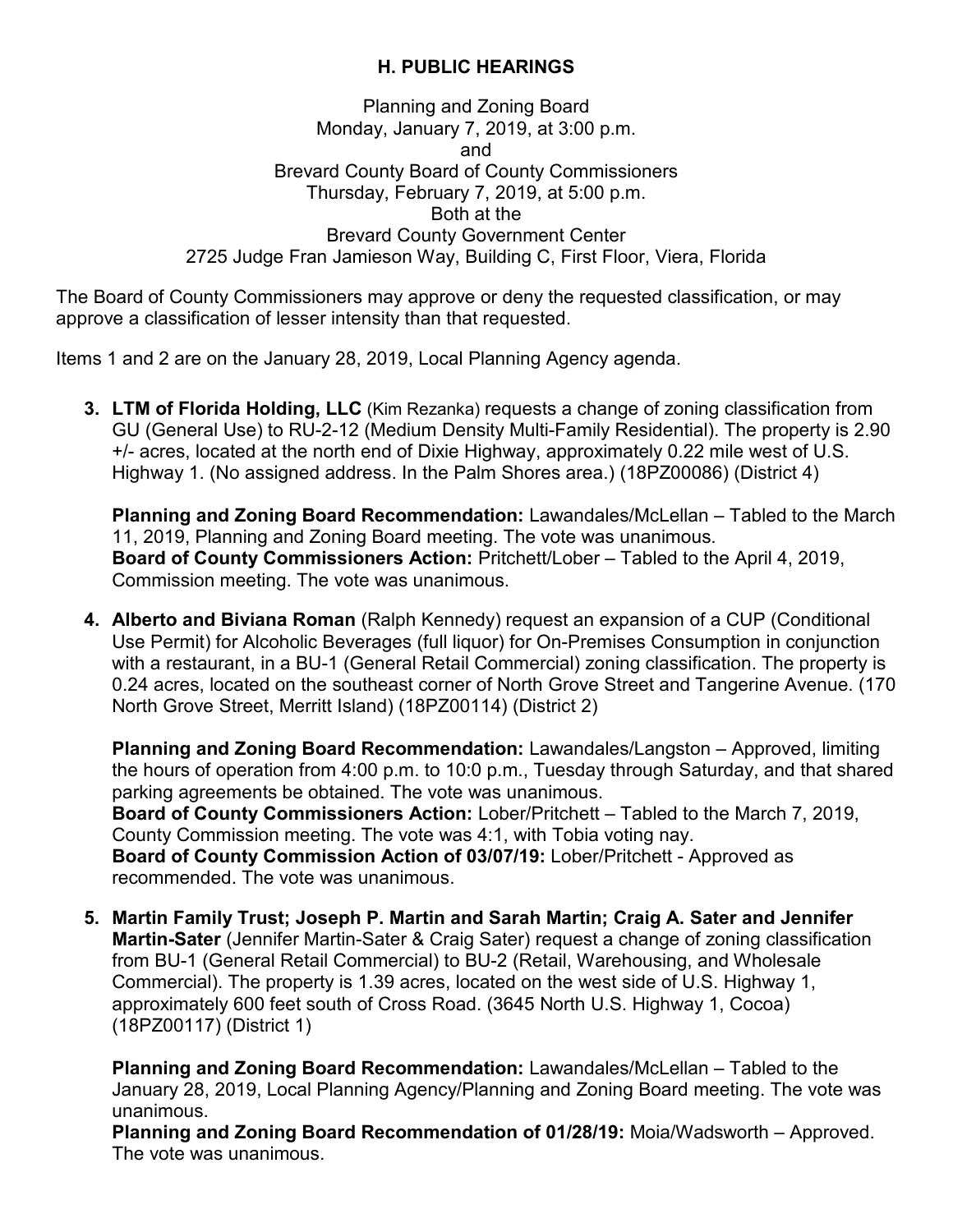# H. PUBLIC HEARINGS

Planning and Zoning Board
Monday, January 7, 2019, at 3:00 p.m.
and
Brevard County Board of County Commissioners
Thursday, February 7, 2019, at 5:00 p.m.
Both at the
Brevard County Government Center
2725 Judge Fran Jamieson Way, Building C, First Floor, Viera, Florida

The Board of County Commissioners may approve or deny the requested classification, or may approve a classification of lesser intensity than that requested.

Items 1 and 2 are on the January 28, 2019, Local Planning Agency agenda.

3. **LTM of Florida Holding, LLC** (Kim Rezanka) requests a change of zoning classification from GU (General Use) to RU-2-12 (Medium Density Multi-Family Residential). The property is 2.90 +/- acres, located at the north end of Dixie Highway, approximately 0.22 mile west of U.S. Highway 1. (No assigned address. In the Palm Shores area.) (18PZ00086) (District 4)

   **Planning and Zoning Board Recommendation:** Lawandales/McLellan – Tabled to the March 11, 2019, Planning and Zoning Board meeting. The vote was unanimous.
   **Board of County Commissioners Action:** Pritchett/Lober – Tabled to the April 4, 2019, Commission meeting. The vote was unanimous.

4. **Alberto and Biviana Roman** (Ralph Kennedy) request an expansion of a CUP (Conditional Use Permit) for Alcoholic Beverages (full liquor) for On-Premises Consumption in conjunction with a restaurant, in a BU-1 (General Retail Commercial) zoning classification. The property is 0.24 acres, located on the southeast corner of North Grove Street and Tangerine Avenue. (170 North Grove Street, Merritt Island) (18PZ00114) (District 2)

   **Planning and Zoning Board Recommendation:** Lawandales/Langston – Approved, limiting the hours of operation from 4:00 p.m. to 10:0 p.m., Tuesday through Saturday, and that shared parking agreements be obtained. The vote was unanimous.
   **Board of County Commissioners Action:** Lober/Pritchett – Tabled to the March 7, 2019, County Commission meeting. The vote was 4:1, with Tobia voting nay.
   **Board of County Commission Action of 03/07/19:** Lober/Pritchett - Approved as recommended. The vote was unanimous.

5. **Martin Family Trust; Joseph P. Martin and Sarah Martin; Craig A. Sater and Jennifer Martin-Sater** (Jennifer Martin-Sater & Craig Sater) request a change of zoning classification from BU-1 (General Retail Commercial) to BU-2 (Retail, Warehousing, and Wholesale Commercial). The property is 1.39 acres, located on the west side of U.S. Highway 1, approximately 600 feet south of Cross Road. (3645 North U.S. Highway 1, Cocoa) (18PZ00117) (District 1)

   **Planning and Zoning Board Recommendation:** Lawandales/McLellan – Tabled to the January 28, 2019, Local Planning Agency/Planning and Zoning Board meeting. The vote was unanimous.
   **Planning and Zoning Board Recommendation of 01/28/19:** Moia/Wadsworth – Approved. The vote was unanimous.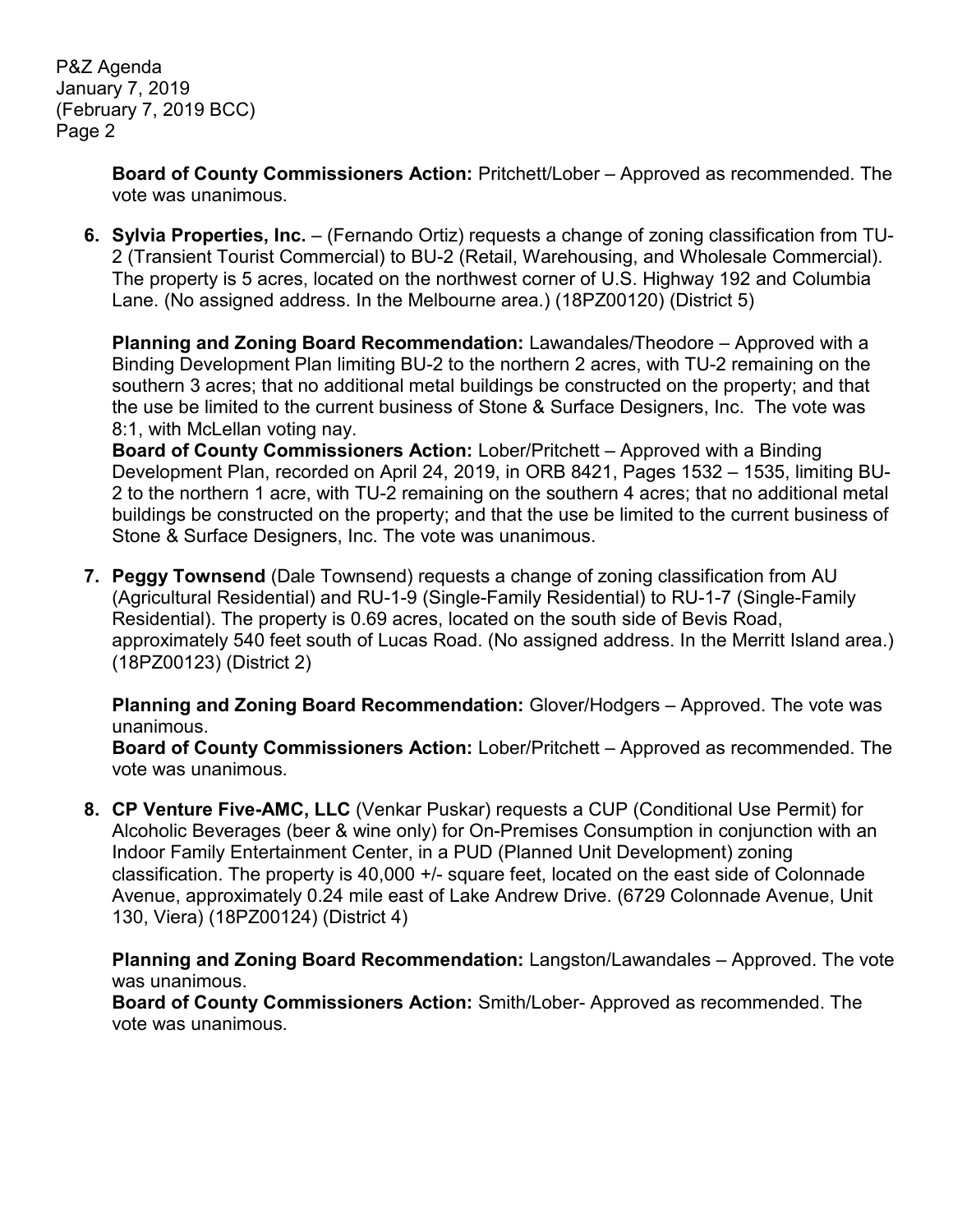**Board of County Commissioners Action:** Pritchett/Lober – Approved as recommended. The vote was unanimous.

6. **Sylvia Properties, Inc.** – (Fernando Ortiz) requests a change of zoning classification from TU-2 (Transient Tourist Commercial) to BU-2 (Retail, Warehousing, and Wholesale Commercial). The property is 5 acres, located on the northwest corner of U.S. Highway 192 and Columbia Lane. (No assigned address. In the Melbourne area.) (18PZ00120) (District 5)

   **Planning and Zoning Board Recommendation:** Lawandales/Theodore – Approved with a Binding Development Plan limiting BU-2 to the northern 2 acres, with TU-2 remaining on the southern 3 acres; that no additional metal buildings be constructed on the property; and that the use be limited to the current business of Stone & Surface Designers, Inc. The vote was 8:1, with McLellan voting nay.
   **Board of County Commissioners Action:** Lober/Pritchett – Approved with a Binding Development Plan, recorded on April 24, 2019, in ORB 8421, Pages 1532 – 1535, limiting BU-2 to the northern 1 acre, with TU-2 remaining on the southern 4 acres; that no additional metal buildings be constructed on the property; and that the use be limited to the current business of Stone & Surface Designers, Inc. The vote was unanimous.

7. **Peggy Townsend** (Dale Townsend) requests a change of zoning classification from AU (Agricultural Residential) and RU-1-9 (Single-Family Residential) to RU-1-7 (Single-Family Residential). The property is 0.69 acres, located on the south side of Bevis Road, approximately 540 feet south of Lucas Road. (No assigned address. In the Merritt Island area.) (18PZ00123) (District 2)

   **Planning and Zoning Board Recommendation:** Glover/Hodgers – Approved. The vote was unanimous.
   **Board of County Commissioners Action:** Lober/Pritchett – Approved as recommended. The vote was unanimous.

8. **CP Venture Five-AMC, LLC** (Venkar Puskar) requests a CUP (Conditional Use Permit) for Alcoholic Beverages (beer & wine only) for On-Premises Consumption in conjunction with an Indoor Family Entertainment Center, in a PUD (Planned Unit Development) zoning classification. The property is 40,000 +/- square feet, located on the east side of Colonnade Avenue, approximately 0.24 mile east of Lake Andrew Drive. (6729 Colonnade Avenue, Unit 130, Viera) (18PZ00124) (District 4)

   **Planning and Zoning Board Recommendation:** Langston/Lawandales – Approved. The vote was unanimous.
   **Board of County Commissioners Action:** Smith/Lober- Approved as recommended. The vote was unanimous.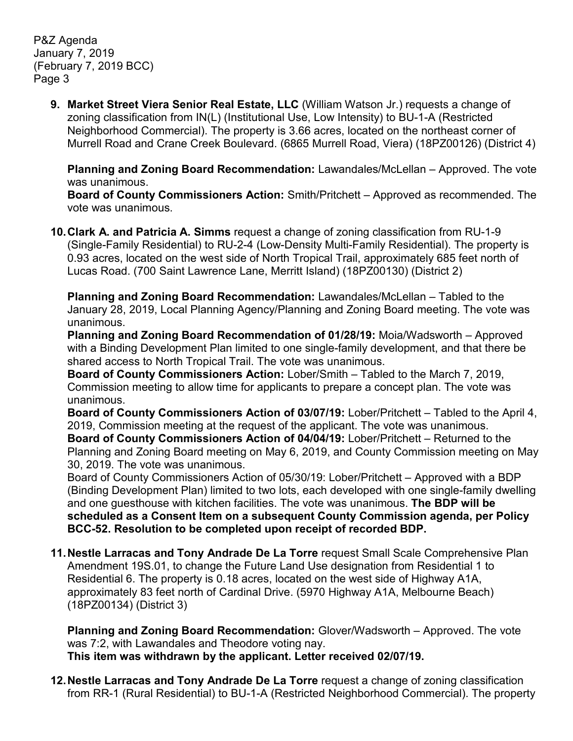9. **Market Street Viera Senior Real Estate, LLC** (William Watson Jr.) requests a change of zoning classification from IN(L) (Institutional Use, Low Intensity) to BU-1-A (Restricted Neighborhood Commercial). The property is 3.66 acres, located on the northeast corner of Murrell Road and Crane Creek Boulevard. (6865 Murrell Road, Viera) (18PZ00126) (District 4)

   **Planning and Zoning Board Recommendation:** Lawandales/McLellan – Approved. The vote was unanimous.
   **Board of County Commissioners Action:** Smith/Pritchett – Approved as recommended. The vote was unanimous.

10. **Clark A. and Patricia A. Simms** request a change of zoning classification from RU-1-9 (Single-Family Residential) to RU-2-4 (Low-Density Multi-Family Residential). The property is 0.93 acres, located on the west side of North Tropical Trail, approximately 685 feet north of Lucas Road. (700 Saint Lawrence Lane, Merritt Island) (18PZ00130) (District 2)

    **Planning and Zoning Board Recommendation:** Lawandales/McLellan – Tabled to the January 28, 2019, Local Planning Agency/Planning and Zoning Board meeting. The vote was unanimous.
    **Planning and Zoning Board Recommendation of 01/28/19:** Moia/Wadsworth – Approved with a Binding Development Plan limited to one single-family development, and that there be shared access to North Tropical Trail. The vote was unanimous.
    **Board of County Commissioners Action:** Lober/Smith – Tabled to the March 7, 2019, Commission meeting to allow time for applicants to prepare a concept plan. The vote was unanimous.
    **Board of County Commissioners Action of 03/07/19:** Lober/Pritchett – Tabled to the April 4, 2019, Commission meeting at the request of the applicant. The vote was unanimous.
    **Board of County Commissioners Action of 04/04/19:** Lober/Pritchett – Returned to the Planning and Zoning Board meeting on May 6, 2019, and County Commission meeting on May 30, 2019. The vote was unanimous.
    Board of County Commissioners Action of 05/30/19: Lober/Pritchett – Approved with a BDP (Binding Development Plan) limited to two lots, each developed with one single-family dwelling and one guesthouse with kitchen facilities. The vote was unanimous. **The BDP will be scheduled as a Consent Item on a subsequent County Commission agenda, per Policy BCC-52. Resolution to be completed upon receipt of recorded BDP.**

11. **Nestle Larracas and Tony Andrade De La Torre** request Small Scale Comprehensive Plan Amendment 19S.01, to change the Future Land Use designation from Residential 1 to Residential 6. The property is 0.18 acres, located on the west side of Highway A1A, approximately 83 feet north of Cardinal Drive. (5970 Highway A1A, Melbourne Beach) (18PZ00134) (District 3)

    **Planning and Zoning Board Recommendation:** Glover/Wadsworth – Approved. The vote was 7:2, with Lawandales and Theodore voting nay.
    **This item was withdrawn by the applicant. Letter received 02/07/19.**

12. **Nestle Larracas and Tony Andrade De La Torre** request a change of zoning classification from RR-1 (Rural Residential) to BU-1-A (Restricted Neighborhood Commercial). The property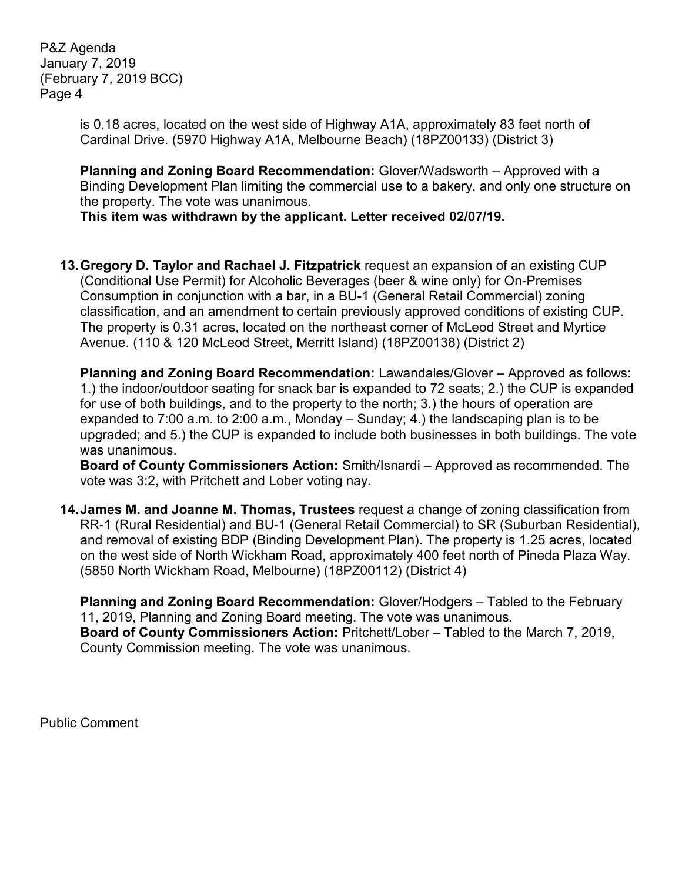is 0.18 acres, located on the west side of Highway A1A, approximately 83 feet north of Cardinal Drive. (5970 Highway A1A, Melbourne Beach) (18PZ00133) (District 3)

**Planning and Zoning Board Recommendation:** Glover/Wadsworth – Approved with a Binding Development Plan limiting the commercial use to a bakery, and only one structure on the property. The vote was unanimous.
**This item was withdrawn by the applicant. Letter received 02/07/19.**

13. **Gregory D. Taylor and Rachael J. Fitzpatrick** request an expansion of an existing CUP (Conditional Use Permit) for Alcoholic Beverages (beer & wine only) for On-Premises Consumption in conjunction with a bar, in a BU-1 (General Retail Commercial) zoning classification, and an amendment to certain previously approved conditions of existing CUP. The property is 0.31 acres, located on the northeast corner of McLeod Street and Myrtice Avenue. (110 & 120 McLeod Street, Merritt Island) (18PZ00138) (District 2)

    **Planning and Zoning Board Recommendation:** Lawandales/Glover – Approved as follows: 1.) the indoor/outdoor seating for snack bar is expanded to 72 seats; 2.) the CUP is expanded for use of both buildings, and to the property to the north; 3.) the hours of operation are expanded to 7:00 a.m. to 2:00 a.m., Monday – Sunday; 4.) the landscaping plan is to be upgraded; and 5.) the CUP is expanded to include both businesses in both buildings. The vote was unanimous.
    **Board of County Commissioners Action:** Smith/Isnardi – Approved as recommended. The vote was 3:2, with Pritchett and Lober voting nay.

14. **James M. and Joanne M. Thomas, Trustees** request a change of zoning classification from RR-1 (Rural Residential) and BU-1 (General Retail Commercial) to SR (Suburban Residential), and removal of existing BDP (Binding Development Plan). The property is 1.25 acres, located on the west side of North Wickham Road, approximately 400 feet north of Pineda Plaza Way. (5850 North Wickham Road, Melbourne) (18PZ00112) (District 4)

    **Planning and Zoning Board Recommendation:** Glover/Hodgers – Tabled to the February 11, 2019, Planning and Zoning Board meeting. The vote was unanimous.
    **Board of County Commissioners Action:** Pritchett/Lober – Tabled to the March 7, 2019, County Commission meeting. The vote was unanimous.

Public Comment